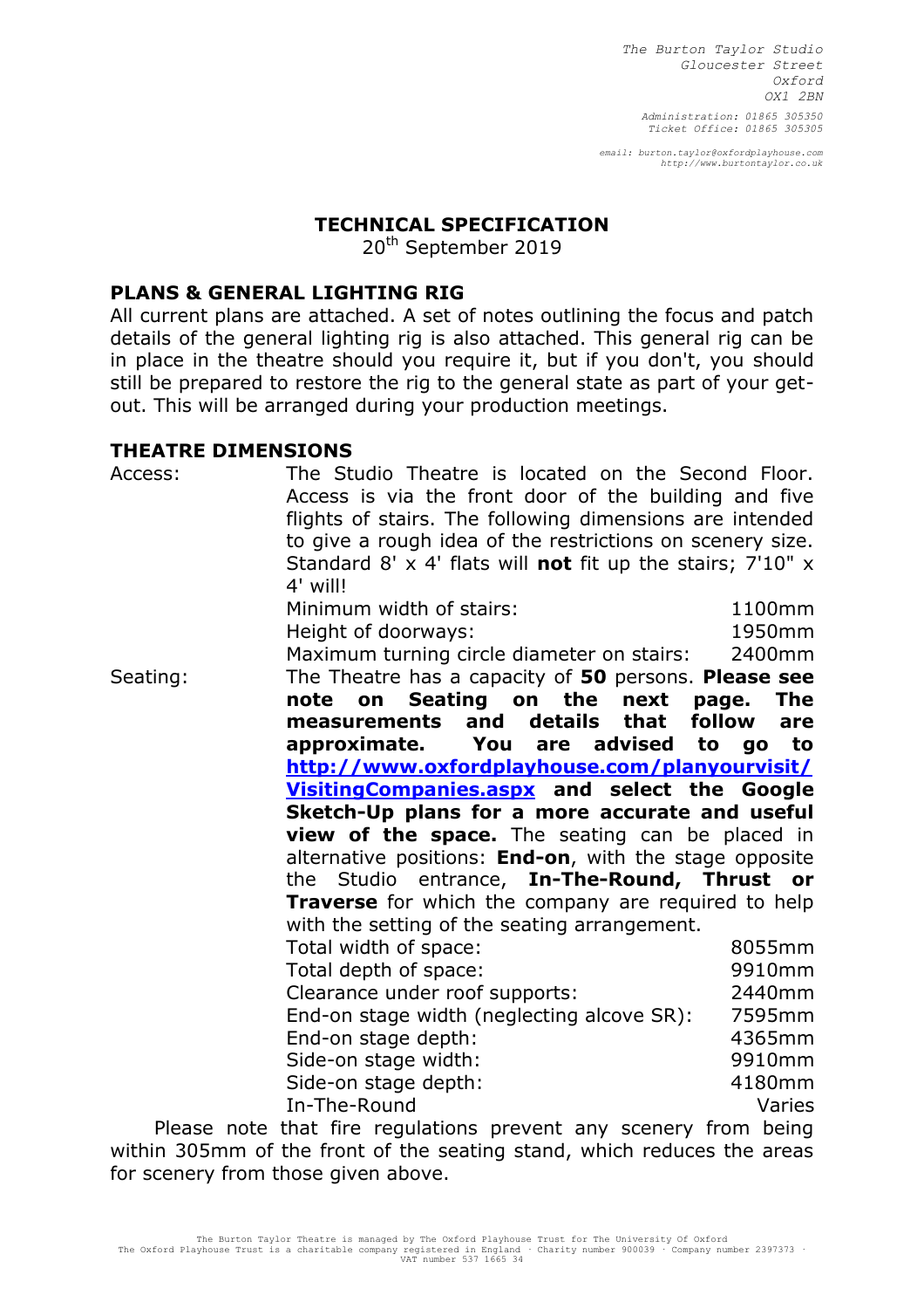*The Burton Taylor Studio*
*Gloucester Street*
*Oxford*
*OX1 2BN*

*Administration: 01865 305350*
*Ticket Office: 01865 305305*

*email: burton.taylor@oxfordplayhouse.com*
*http://www.burtontaylor.co.uk*

# TECHNICAL SPECIFICATION

20th September 2019

## PLANS & GENERAL LIGHTING RIG

All current plans are attached. A set of notes outlining the focus and patch details of the general lighting rig is also attached. This general rig can be in place in the theatre should you require it, but if you don't, you should still be prepared to restore the rig to the general state as part of your get-out. This will be arranged during your production meetings.

## THEATRE DIMENSIONS

**Access:** The Studio Theatre is located on the Second Floor. Access is via the front door of the building and five flights of stairs. The following dimensions are intended to give a rough idea of the restrictions on scenery size. Standard 8' x 4' flats will **not** fit up the stairs; 7'10" x 4' will!

| | |
|---|---|
| Minimum width of stairs: | 1100mm |
| Height of doorways: | 1950mm |
| Maximum turning circle diameter on stairs: | 2400mm |

**Seating:** The Theatre has a capacity of **50** persons. **Please see note on Seating on the next page. The measurements and details that follow are approximate. You are advised to go to [http://www.oxfordplayhouse.com/planyourvisit/VisitingCompanies.aspx](http://www.oxfordplayhouse.com/planyourvisit/VisitingCompanies.aspx) and select the Google Sketch-Up plans for a more accurate and useful view of the space.** The seating can be placed in alternative positions: **End-on**, with the stage opposite the Studio entrance, **In-The-Round, Thrust or Traverse** for which the company are required to help with the setting of the seating arrangement.

| | |
|---|---|
| Total width of space: | 8055mm |
| Total depth of space: | 9910mm |
| Clearance under roof supports: | 2440mm |
| End-on stage width (neglecting alcove SR): | 7595mm |
| End-on stage depth: | 4365mm |
| Side-on stage width: | 9910mm |
| Side-on stage depth: | 4180mm |
| In-The-Round | Varies |

Please note that fire regulations prevent any scenery from being within 305mm of the front of the seating stand, which reduces the areas for scenery from those given above.

The Burton Taylor Theatre is managed by The Oxford Playhouse Trust for The University Of Oxford
The Oxford Playhouse Trust is a charitable company registered in England · Charity number 900039 · Company number 2397373 · VAT number 537 1665 34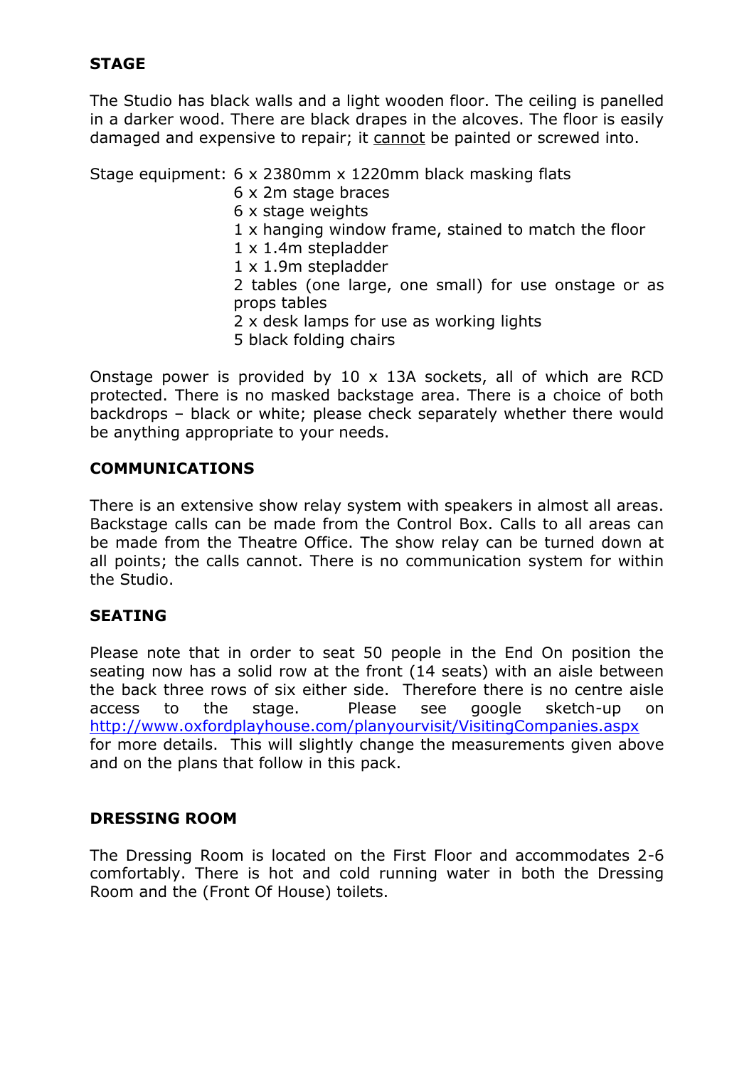## STAGE

The Studio has black walls and a light wooden floor. The ceiling is panelled in a darker wood. There are black drapes in the alcoves. The floor is easily damaged and expensive to repair; it cannot be painted or screwed into.

Stage equipment:
- 6 x 2380mm x 1220mm black masking flats
- 6 x 2m stage braces
- 6 x stage weights
- 1 x hanging window frame, stained to match the floor
- 1 x 1.4m stepladder
- 1 x 1.9m stepladder
- 2 tables (one large, one small) for use onstage or as props tables
- 2 x desk lamps for use as working lights
- 5 black folding chairs

Onstage power is provided by 10 x 13A sockets, all of which are RCD protected. There is no masked backstage area. There is a choice of both backdrops – black or white; please check separately whether there would be anything appropriate to your needs.

## COMMUNICATIONS

There is an extensive show relay system with speakers in almost all areas. Backstage calls can be made from the Control Box. Calls to all areas can be made from the Theatre Office. The show relay can be turned down at all points; the calls cannot. There is no communication system for within the Studio.

## SEATING

Please note that in order to seat 50 people in the End On position the seating now has a solid row at the front (14 seats) with an aisle between the back three rows of six either side. Therefore there is no centre aisle access to the stage. Please see google sketch-up on http://www.oxfordplayhouse.com/planyourvisit/VisitingCompanies.aspx for more details. This will slightly change the measurements given above and on the plans that follow in this pack.

## DRESSING ROOM

The Dressing Room is located on the First Floor and accommodates 2-6 comfortably. There is hot and cold running water in both the Dressing Room and the (Front Of House) toilets.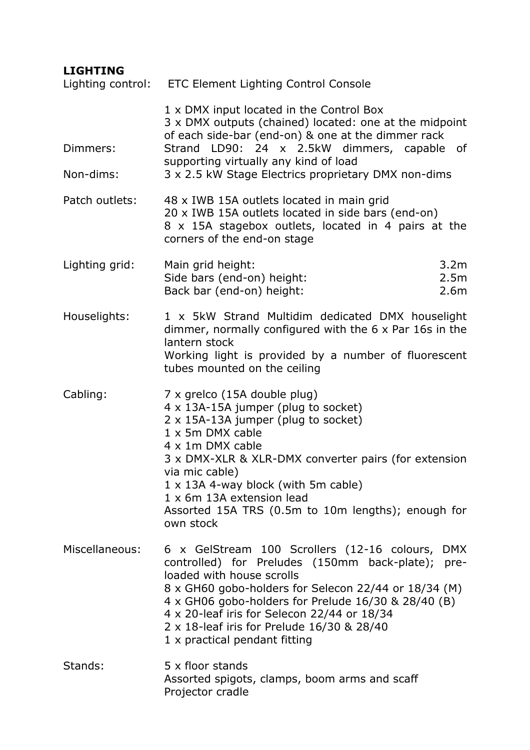**LIGHTING**

| | |
|---|---|
| Lighting control: | ETC Element Lighting Control Console<br><br>1 x DMX input located in the Control Box<br>3 x DMX outputs (chained) located: one at the midpoint of each side-bar (end-on) & one at the dimmer rack |
| Dimmers: | Strand LD90: 24 x 2.5kW dimmers, capable of supporting virtually any kind of load |
| Non-dims: | 3 x 2.5 kW Stage Electrics proprietary DMX non-dims |
| Patch outlets: | 48 x IWB 15A outlets located in main grid<br>20 x IWB 15A outlets located in side bars (end-on)<br>8 x 15A stagebox outlets, located in 4 pairs at the corners of the end-on stage |
| Lighting grid: | Main grid height: 3.2m<br>Side bars (end-on) height: 2.5m<br>Back bar (end-on) height: 2.6m |
| Houselights: | 1 x 5kW Strand Multidim dedicated DMX houselight dimmer, normally configured with the 6 x Par 16s in the lantern stock<br>Working light is provided by a number of fluorescent tubes mounted on the ceiling |
| Cabling: | 7 x grelco (15A double plug)<br>4 x 13A-15A jumper (plug to socket)<br>2 x 15A-13A jumper (plug to socket)<br>1 x 5m DMX cable<br>4 x 1m DMX cable<br>3 x DMX-XLR & XLR-DMX converter pairs (for extension via mic cable)<br>1 x 13A 4-way block (with 5m cable)<br>1 x 6m 13A extension lead<br>Assorted 15A TRS (0.5m to 10m lengths); enough for own stock |
| Miscellaneous: | 6 x GelStream 100 Scrollers (12-16 colours, DMX controlled) for Preludes (150mm back-plate); pre-loaded with house scrolls<br>8 x GH60 gobo-holders for Selecon 22/44 or 18/34 (M)<br>4 x GH06 gobo-holders for Prelude 16/30 & 28/40 (B)<br>4 x 20-leaf iris for Selecon 22/44 or 18/34<br>2 x 18-leaf iris for Prelude 16/30 & 28/40<br>1 x practical pendant fitting |
| Stands: | 5 x floor stands<br>Assorted spigots, clamps, boom arms and scaff<br>Projector cradle |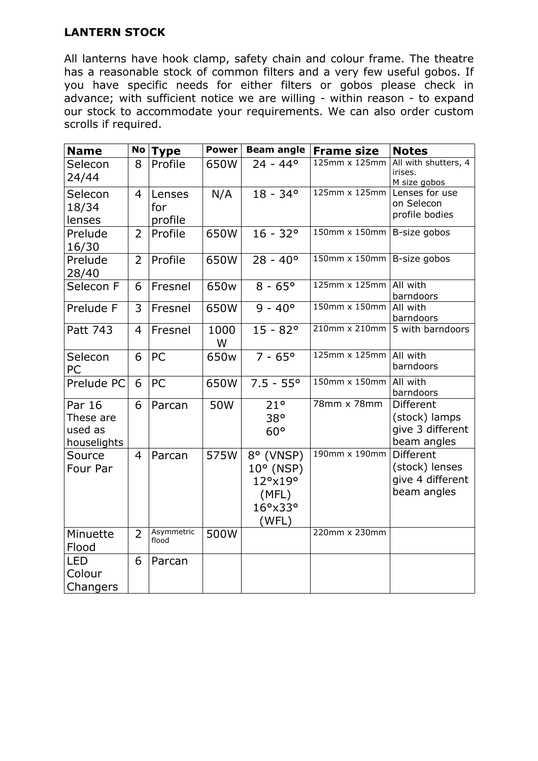**LANTERN STOCK**

All lanterns have hook clamp, safety chain and colour frame. The theatre has a reasonable stock of common filters and a very few useful gobos. If you have specific needs for either filters or gobos please check in advance; with sufficient notice we are willing - within reason - to expand our stock to accommodate your requirements. We can also order custom scrolls if required.

| Name | No | Type | Power | Beam angle | Frame size | Notes |
|---|---|---|---|---|---|---|
| Selecon 24/44 | 8 | Profile | 650W | 24 - 44° | 125mm x 125mm | All with shutters, 4 irises. M size gobos |
| Selecon 18/34 lenses | 4 | Lenses for profile | N/A | 18 - 34° | 125mm x 125mm | Lenses for use on Selecon profile bodies |
| Prelude 16/30 | 2 | Profile | 650W | 16 - 32° | 150mm x 150mm | B-size gobos |
| Prelude 28/40 | 2 | Profile | 650W | 28 - 40° | 150mm x 150mm | B-size gobos |
| Selecon F | 6 | Fresnel | 650w | 8 - 65° | 125mm x 125mm | All with barndoors |
| Prelude F | 3 | Fresnel | 650W | 9 - 40° | 150mm x 150mm | All with barndoors |
| Patt 743 | 4 | Fresnel | 1000 W | 15 - 82° | 210mm x 210mm | 5 with barndoors |
| Selecon PC | 6 | PC | 650w | 7 - 65° | 125mm x 125mm | All with barndoors |
| Prelude PC | 6 | PC | 650W | 7.5 - 55° | 150mm x 150mm | All with barndoors |
| Par 16 These are used as houselights | 6 | Parcan | 50W | 21° 38° 60° | 78mm x 78mm | Different (stock) lamps give 3 different beam angles |
| Source Four Par | 4 | Parcan | 575W | 8° (VNSP) 10° (NSP) 12°x19° (MFL) 16°x33° (WFL) | 190mm x 190mm | Different (stock) lenses give 4 different beam angles |
| Minuette Flood | 2 | Asymmetric flood | 500W | | 220mm x 230mm | |
| LED Colour Changers | 6 | Parcan | | | | |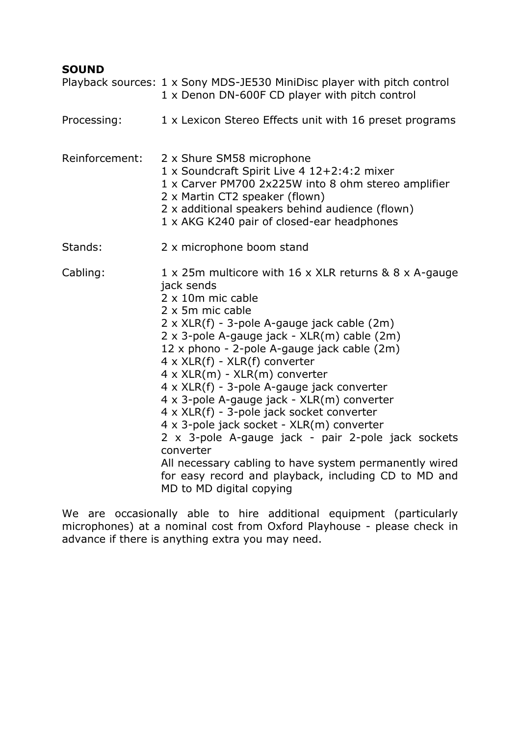**SOUND**

| | |
|---|---|
| Playback sources: | 1 x Sony MDS-JE530 MiniDisc player with pitch control<br>1 x Denon DN-600F CD player with pitch control |
| Processing: | 1 x Lexicon Stereo Effects unit with 16 preset programs |
| Reinforcement: | 2 x Shure SM58 microphone<br>1 x Soundcraft Spirit Live 4 12+2:4:2 mixer<br>1 x Carver PM700 2x225W into 8 ohm stereo amplifier<br>2 x Martin CT2 speaker (flown)<br>2 x additional speakers behind audience (flown)<br>1 x AKG K240 pair of closed-ear headphones |
| Stands: | 2 x microphone boom stand |
| Cabling: | 1 x 25m multicore with 16 x XLR returns & 8 x A-gauge jack sends<br>2 x 10m mic cable<br>2 x 5m mic cable<br>2 x XLR(f) - 3-pole A-gauge jack cable (2m)<br>2 x 3-pole A-gauge jack - XLR(m) cable (2m)<br>12 x phono - 2-pole A-gauge jack cable (2m)<br>4 x XLR(f) - XLR(f) converter<br>4 x XLR(m) - XLR(m) converter<br>4 x XLR(f) - 3-pole A-gauge jack converter<br>4 x 3-pole A-gauge jack - XLR(m) converter<br>4 x XLR(f) - 3-pole jack socket converter<br>4 x 3-pole jack socket - XLR(m) converter<br>2 x 3-pole A-gauge jack - pair 2-pole jack sockets converter<br>All necessary cabling to have system permanently wired for easy record and playback, including CD to MD and MD to MD digital copying |

We are occasionally able to hire additional equipment (particularly microphones) at a nominal cost from Oxford Playhouse - please check in advance if there is anything extra you may need.